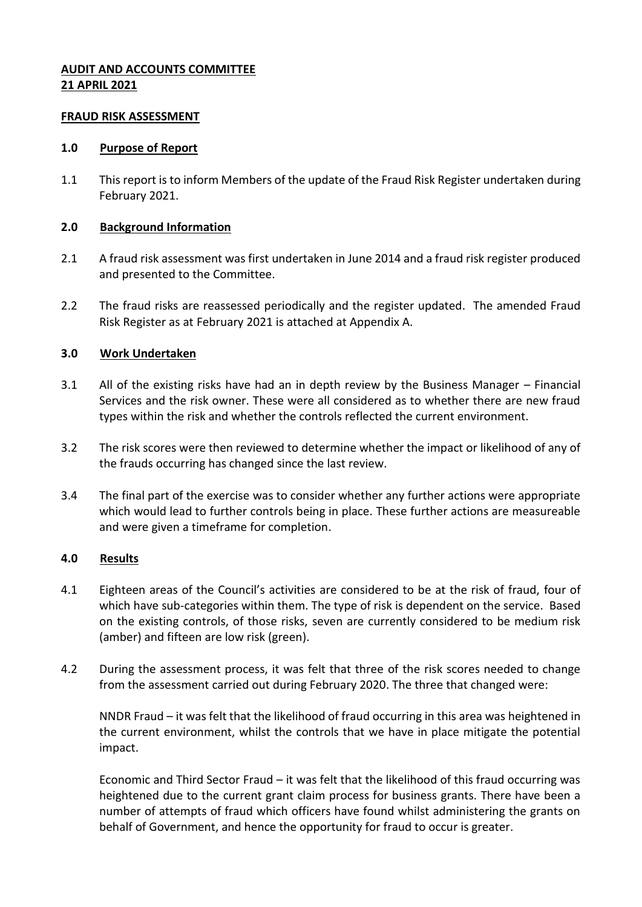**AUDIT AND ACCOUNTS COMMITTEE**
**21 APRIL 2021**

**FRAUD RISK ASSESSMENT**

**1.0 Purpose of Report**

1.1 This report is to inform Members of the update of the Fraud Risk Register undertaken during February 2021.

**2.0 Background Information**

2.1 A fraud risk assessment was first undertaken in June 2014 and a fraud risk register produced and presented to the Committee.

2.2 The fraud risks are reassessed periodically and the register updated. The amended Fraud Risk Register as at February 2021 is attached at Appendix A.

**3.0 Work Undertaken**

3.1 All of the existing risks have had an in depth review by the Business Manager – Financial Services and the risk owner. These were all considered as to whether there are new fraud types within the risk and whether the controls reflected the current environment.

3.2 The risk scores were then reviewed to determine whether the impact or likelihood of any of the frauds occurring has changed since the last review.

3.4 The final part of the exercise was to consider whether any further actions were appropriate which would lead to further controls being in place. These further actions are measureable and were given a timeframe for completion.

**4.0 Results**

4.1 Eighteen areas of the Council's activities are considered to be at the risk of fraud, four of which have sub-categories within them. The type of risk is dependent on the service. Based on the existing controls, of those risks, seven are currently considered to be medium risk (amber) and fifteen are low risk (green).

4.2 During the assessment process, it was felt that three of the risk scores needed to change from the assessment carried out during February 2020. The three that changed were:

NNDR Fraud – it was felt that the likelihood of fraud occurring in this area was heightened in the current environment, whilst the controls that we have in place mitigate the potential impact.

Economic and Third Sector Fraud – it was felt that the likelihood of this fraud occurring was heightened due to the current grant claim process for business grants. There have been a number of attempts of fraud which officers have found whilst administering the grants on behalf of Government, and hence the opportunity for fraud to occur is greater.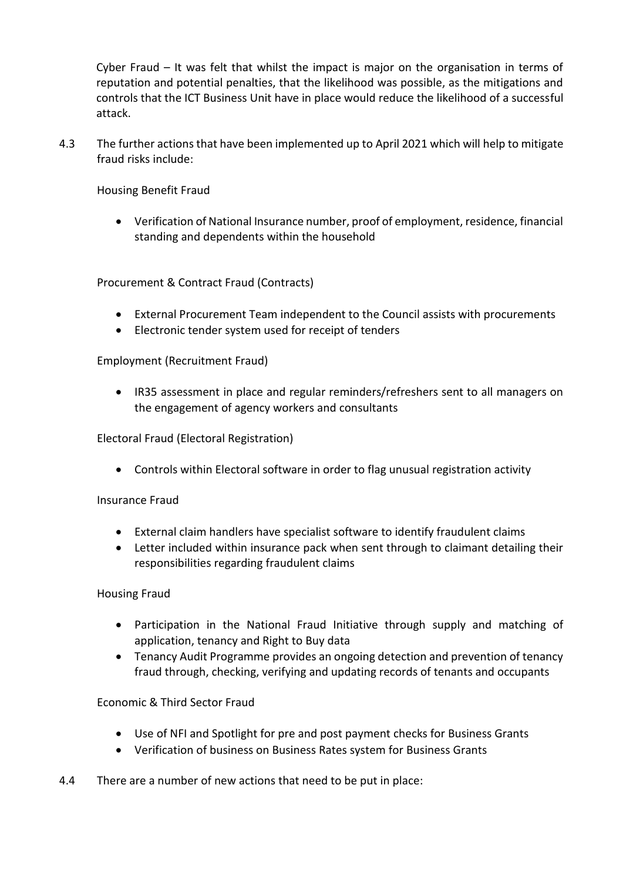Cyber Fraud – It was felt that whilst the impact is major on the organisation in terms of reputation and potential penalties, that the likelihood was possible, as the mitigations and controls that the ICT Business Unit have in place would reduce the likelihood of a successful attack.

4.3 The further actions that have been implemented up to April 2021 which will help to mitigate fraud risks include:

Housing Benefit Fraud

- Verification of National Insurance number, proof of employment, residence, financial standing and dependents within the household

Procurement & Contract Fraud (Contracts)

- External Procurement Team independent to the Council assists with procurements
- Electronic tender system used for receipt of tenders

Employment (Recruitment Fraud)

- IR35 assessment in place and regular reminders/refreshers sent to all managers on the engagement of agency workers and consultants

Electoral Fraud (Electoral Registration)

- Controls within Electoral software in order to flag unusual registration activity

Insurance Fraud

- External claim handlers have specialist software to identify fraudulent claims
- Letter included within insurance pack when sent through to claimant detailing their responsibilities regarding fraudulent claims

Housing Fraud

- Participation in the National Fraud Initiative through supply and matching of application, tenancy and Right to Buy data
- Tenancy Audit Programme provides an ongoing detection and prevention of tenancy fraud through, checking, verifying and updating records of tenants and occupants

Economic & Third Sector Fraud

- Use of NFI and Spotlight for pre and post payment checks for Business Grants
- Verification of business on Business Rates system for Business Grants

4.4 There are a number of new actions that need to be put in place: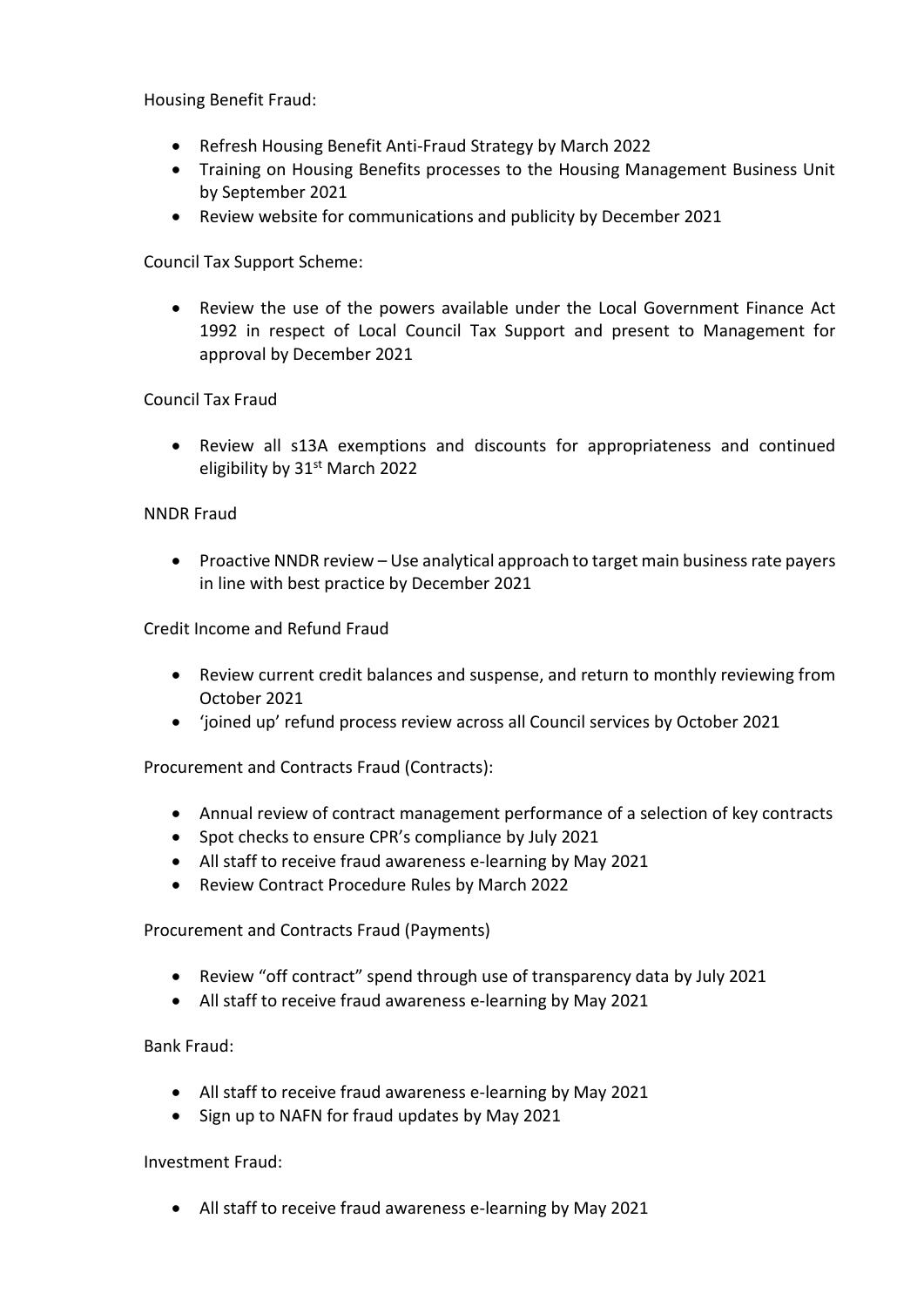Housing Benefit Fraud:

- Refresh Housing Benefit Anti-Fraud Strategy by March 2022
- Training on Housing Benefits processes to the Housing Management Business Unit by September 2021
- Review website for communications and publicity by December 2021

Council Tax Support Scheme:

- Review the use of the powers available under the Local Government Finance Act 1992 in respect of Local Council Tax Support and present to Management for approval by December 2021

Council Tax Fraud

- Review all s13A exemptions and discounts for appropriateness and continued eligibility by 31st March 2022

NNDR Fraud

- Proactive NNDR review – Use analytical approach to target main business rate payers in line with best practice by December 2021

Credit Income and Refund Fraud

- Review current credit balances and suspense, and return to monthly reviewing from October 2021
- 'joined up' refund process review across all Council services by October 2021

Procurement and Contracts Fraud (Contracts):

- Annual review of contract management performance of a selection of key contracts
- Spot checks to ensure CPR's compliance by July 2021
- All staff to receive fraud awareness e-learning by May 2021
- Review Contract Procedure Rules by March 2022

Procurement and Contracts Fraud (Payments)

- Review "off contract" spend through use of transparency data by July 2021
- All staff to receive fraud awareness e-learning by May 2021

Bank Fraud:

- All staff to receive fraud awareness e-learning by May 2021
- Sign up to NAFN for fraud updates by May 2021

Investment Fraud:

- All staff to receive fraud awareness e-learning by May 2021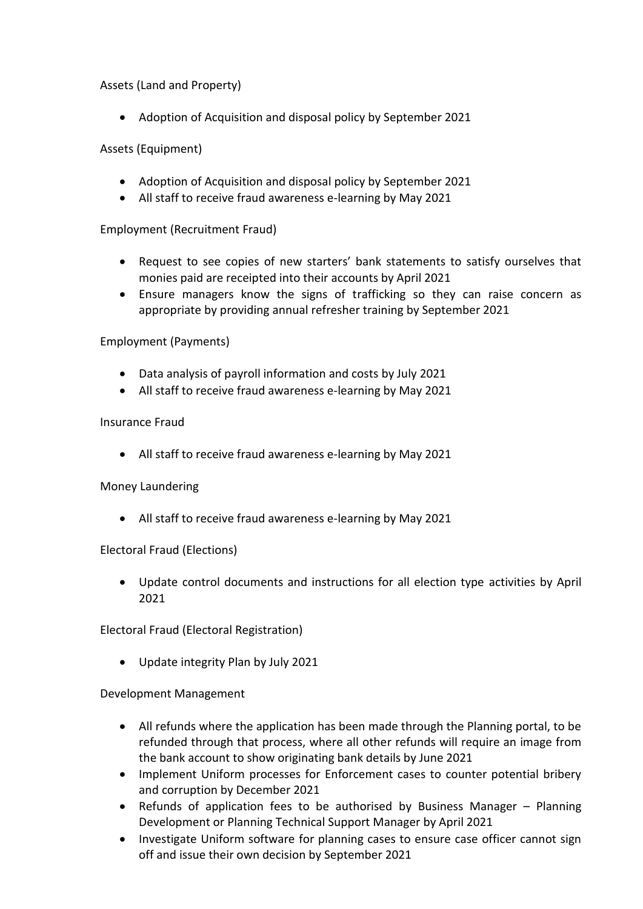Assets (Land and Property)

- Adoption of Acquisition and disposal policy by September 2021

Assets (Equipment)

- Adoption of Acquisition and disposal policy by September 2021
- All staff to receive fraud awareness e-learning by May 2021

Employment (Recruitment Fraud)

- Request to see copies of new starters' bank statements to satisfy ourselves that monies paid are receipted into their accounts by April 2021
- Ensure managers know the signs of trafficking so they can raise concern as appropriate by providing annual refresher training by September 2021

Employment (Payments)

- Data analysis of payroll information and costs by July 2021
- All staff to receive fraud awareness e-learning by May 2021

Insurance Fraud

- All staff to receive fraud awareness e-learning by May 2021

Money Laundering

- All staff to receive fraud awareness e-learning by May 2021

Electoral Fraud (Elections)

- Update control documents and instructions for all election type activities by April 2021

Electoral Fraud (Electoral Registration)

- Update integrity Plan by July 2021

Development Management

- All refunds where the application has been made through the Planning portal, to be refunded through that process, where all other refunds will require an image from the bank account to show originating bank details by June 2021
- Implement Uniform processes for Enforcement cases to counter potential bribery and corruption by December 2021
- Refunds of application fees to be authorised by Business Manager – Planning Development or Planning Technical Support Manager by April 2021
- Investigate Uniform software for planning cases to ensure case officer cannot sign off and issue their own decision by September 2021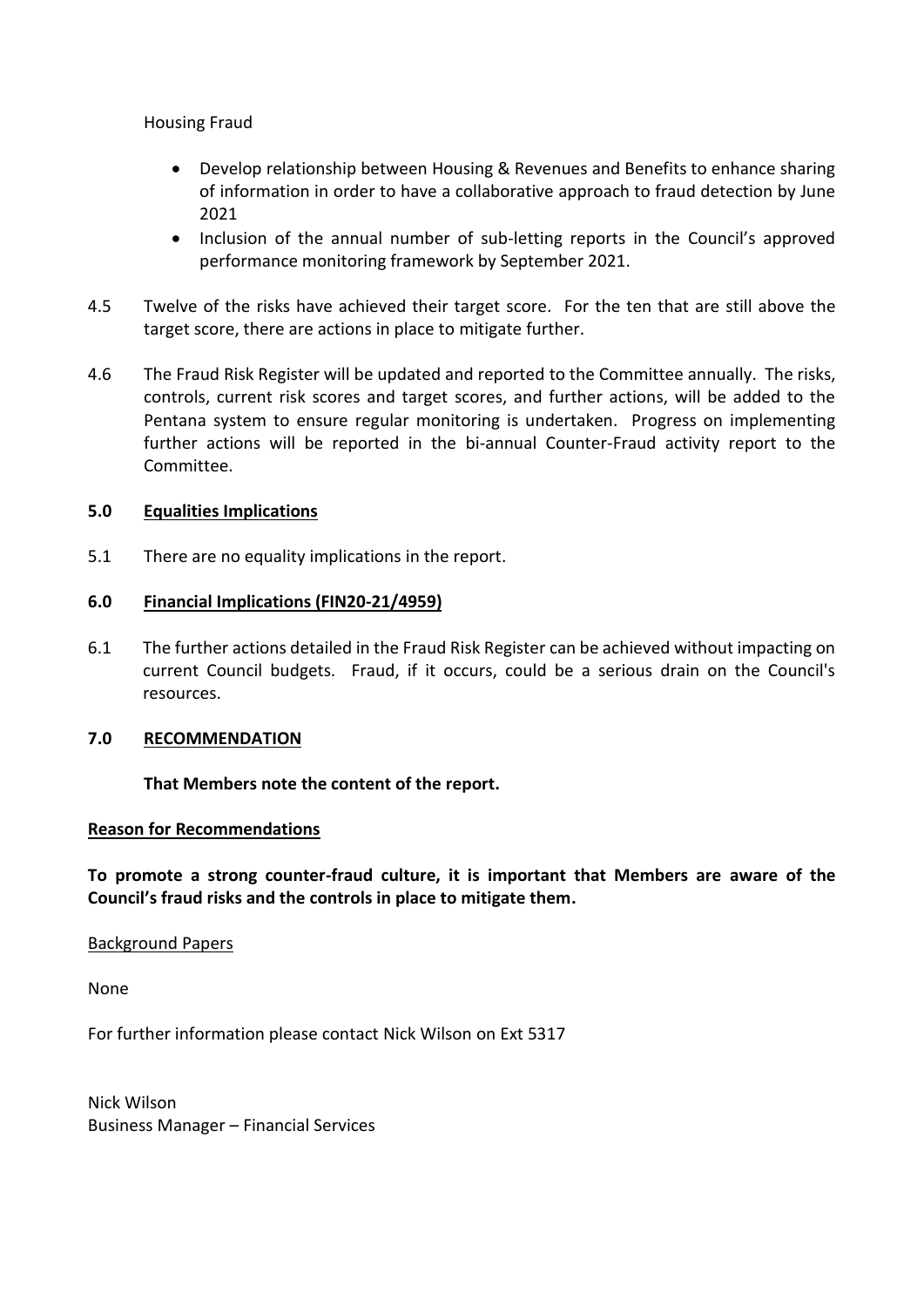Housing Fraud

- Develop relationship between Housing & Revenues and Benefits to enhance sharing of information in order to have a collaborative approach to fraud detection by June 2021
- Inclusion of the annual number of sub-letting reports in the Council's approved performance monitoring framework by September 2021.

4.5 Twelve of the risks have achieved their target score. For the ten that are still above the target score, there are actions in place to mitigate further.

4.6 The Fraud Risk Register will be updated and reported to the Committee annually. The risks, controls, current risk scores and target scores, and further actions, will be added to the Pentana system to ensure regular monitoring is undertaken. Progress on implementing further actions will be reported in the bi-annual Counter-Fraud activity report to the Committee.

## 5.0 Equalities Implications

5.1 There are no equality implications in the report.

## 6.0 Financial Implications (FIN20-21/4959)

6.1 The further actions detailed in the Fraud Risk Register can be achieved without impacting on current Council budgets. Fraud, if it occurs, could be a serious drain on the Council's resources.

## 7.0 RECOMMENDATION

**That Members note the content of the report.**

**Reason for Recommendations**

**To promote a strong counter-fraud culture, it is important that Members are aware of the Council's fraud risks and the controls in place to mitigate them.**

Background Papers

None

For further information please contact Nick Wilson on Ext 5317

Nick Wilson
Business Manager – Financial Services